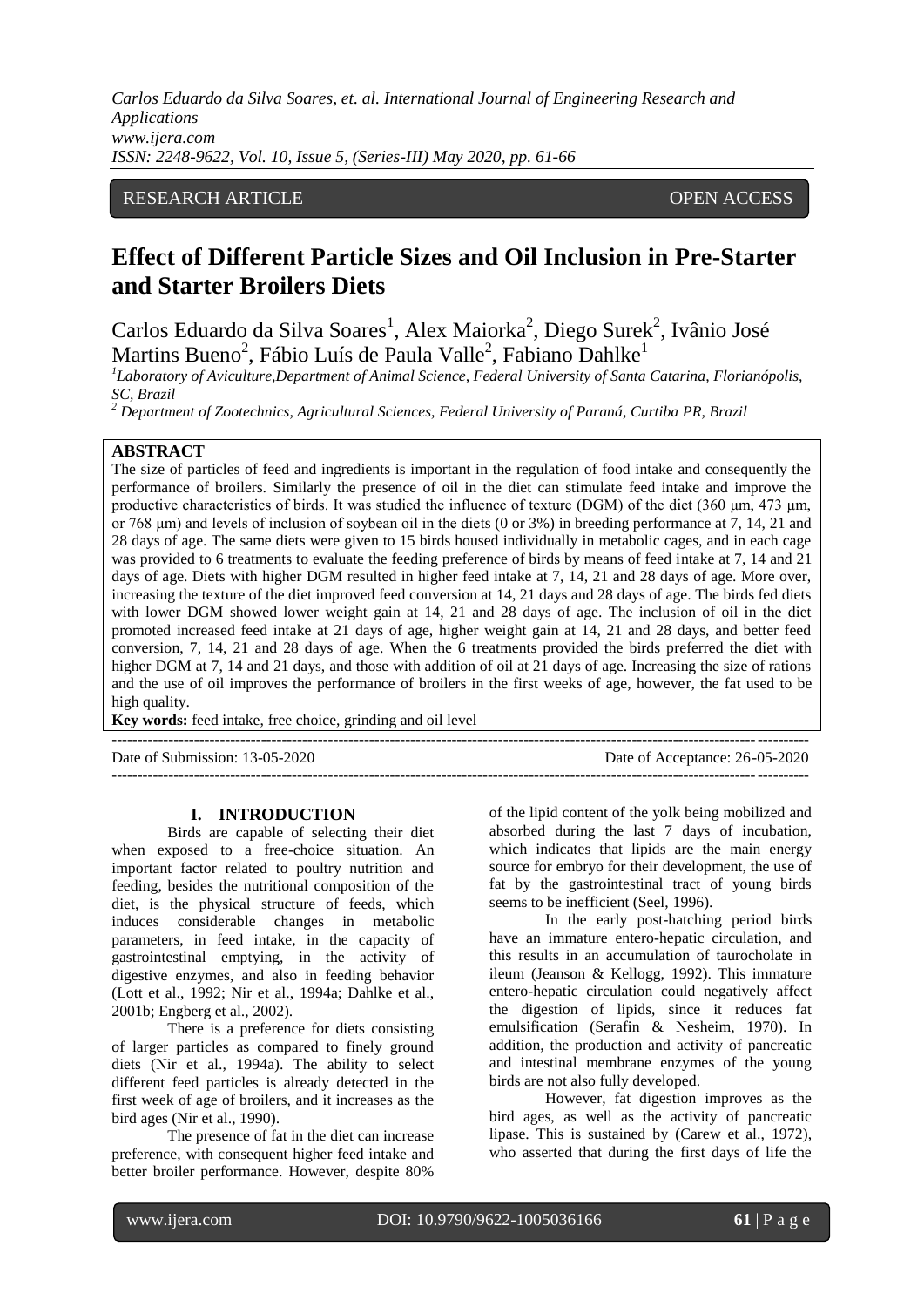RESEARCH ARTICLE OPEN ACCESS

# Effect of Different Particle Sizes and Oil Inclusion in Pre-Starter and Starter Broilers Diets

Carlos Eduardo da Silva Soares[1], Alex Maiorka[2], Diego Surek[2], Ivânio José Martins Bueno[2], Fábio Luís de Paula Valle[2], Fabiano Dahlke[1]

[1]*Laboratory of Aviculture,Department of Animal Science, Federal University of Santa Catarina, Florianópolis, SC, Brazil*

[2] *Department of Zootechnics, Agricultural Sciences, Federal University of Paraná, Curtiba PR, Brazil*

## ABSTRACT

The size of particles of feed and ingredients is important in the regulation of food intake and consequently the performance of broilers. Similarly the presence of oil in the diet can stimulate feed intake and improve the productive characteristics of birds. It was studied the influence of texture (DGM) of the diet (360 μm, 473 μm, or 768 μm) and levels of inclusion of soybean oil in the diets (0 or 3%) in breeding performance at 7, 14, 21 and 28 days of age. The same diets were given to 15 birds housed individually in metabolic cages, and in each cage was provided to 6 treatments to evaluate the feeding preference of birds by means of feed intake at 7, 14 and 21 days of age. Diets with higher DGM resulted in higher feed intake at 7, 14, 21 and 28 days of age. More over, increasing the texture of the diet improved feed conversion at 14, 21 days and 28 days of age. The birds fed diets with lower DGM showed lower weight gain at 14, 21 and 28 days of age. The inclusion of oil in the diet promoted increased feed intake at 21 days of age, higher weight gain at 14, 21 and 28 days, and better feed conversion, 7, 14, 21 and 28 days of age. When the 6 treatments provided the birds preferred the diet with higher DGM at 7, 14 and 21 days, and those with addition of oil at 21 days of age. Increasing the size of rations and the use of oil improves the performance of broilers in the first weeks of age, however, the fat used to be high quality.

**Key words:** feed intake, free choice, grinding and oil level

---

Date of Submission: 13-05-2020 Date of Acceptance: 26-05-2020

---

## I. INTRODUCTION

Birds are capable of selecting their diet when exposed to a free-choice situation. An important factor related to poultry nutrition and feeding, besides the nutritional composition of the diet, is the physical structure of feeds, which induces considerable changes in metabolic parameters, in feed intake, in the capacity of gastrointestinal emptying, in the activity of digestive enzymes, and also in feeding behavior (Lott et al., 1992; Nir et al., 1994a; Dahlke et al., 2001b; Engberg et al., 2002).

There is a preference for diets consisting of larger particles as compared to finely ground diets (Nir et al., 1994a). The ability to select different feed particles is already detected in the first week of age of broilers, and it increases as the bird ages (Nir et al., 1990).

The presence of fat in the diet can increase preference, with consequent higher feed intake and better broiler performance. However, despite 80% of the lipid content of the yolk being mobilized and absorbed during the last 7 days of incubation, which indicates that lipids are the main energy source for embryo for their development, the use of fat by the gastrointestinal tract of young birds seems to be inefficient (Seel, 1996).

In the early post-hatching period birds have an immature entero-hepatic circulation, and this results in an accumulation of taurocholate in ileum (Jeanson & Kellogg, 1992). This immature entero-hepatic circulation could negatively affect the digestion of lipids, since it reduces fat emulsification (Serafin & Nesheim, 1970). In addition, the production and activity of pancreatic and intestinal membrane enzymes of the young birds are not also fully developed.

However, fat digestion improves as the bird ages, as well as the activity of pancreatic lipase. This is sustained by (Carew et al., 1972), who asserted that during the first days of life the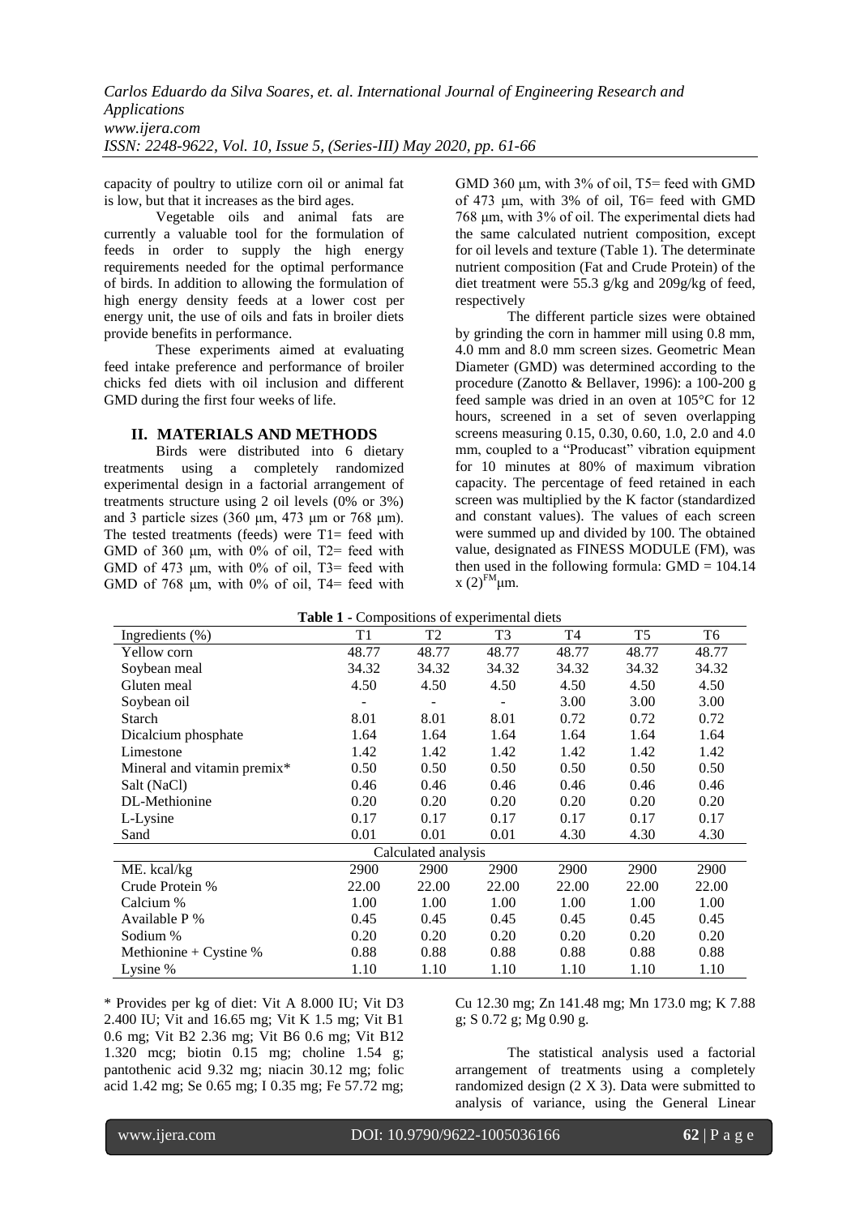capacity of poultry to utilize corn oil or animal fat is low, but that it increases as the bird ages.

Vegetable oils and animal fats are currently a valuable tool for the formulation of feeds in order to supply the high energy requirements needed for the optimal performance of birds. In addition to allowing the formulation of high energy density feeds at a lower cost per energy unit, the use of oils and fats in broiler diets provide benefits in performance.

These experiments aimed at evaluating feed intake preference and performance of broiler chicks fed diets with oil inclusion and different GMD during the first four weeks of life.

## II. MATERIALS AND METHODS

Birds were distributed into 6 dietary treatments using a completely randomized experimental design in a factorial arrangement of treatments structure using 2 oil levels (0% or 3%) and 3 particle sizes (360 μm, 473 μm or 768 μm). The tested treatments (feeds) were T1= feed with GMD of 360 μm, with 0% of oil, T2= feed with GMD of 473 μm, with 0% of oil, T3= feed with GMD of 768 μm, with 0% of oil, T4= feed with GMD 360 μm, with 3% of oil, T5= feed with GMD of 473 μm, with 3% of oil, T6= feed with GMD 768 μm, with 3% of oil. The experimental diets had the same calculated nutrient composition, except for oil levels and texture (Table 1). The determinate nutrient composition (Fat and Crude Protein) of the diet treatment were 55.3 g/kg and 209g/kg of feed, respectively

The different particle sizes were obtained by grinding the corn in hammer mill using 0.8 mm, 4.0 mm and 8.0 mm screen sizes. Geometric Mean Diameter (GMD) was determined according to the procedure (Zanotto & Bellaver, 1996): a 100-200 g feed sample was dried in an oven at 105°C for 12 hours, screened in a set of seven overlapping screens measuring 0.15, 0.30, 0.60, 1.0, 2.0 and 4.0 mm, coupled to a "Producast" vibration equipment for 10 minutes at 80% of maximum vibration capacity. The percentage of feed retained in each screen was multiplied by the K factor (standardized and constant values). The values of each screen were summed up and divided by 100. The obtained value, designated as FINESS MODULE (FM), was then used in the following formula: $GMD = 104.14 \times (2)^{FM}$ μm.

**Table 1 -** Compositions of experimental diets

| Ingredients (%) | T1 | T2 | T3 | T4 | T5 | T6 |
|---|---|---|---|---|---|---|
| Yellow corn | 48.77 | 48.77 | 48.77 | 48.77 | 48.77 | 48.77 |
| Soybean meal | 34.32 | 34.32 | 34.32 | 34.32 | 34.32 | 34.32 |
| Gluten meal | 4.50 | 4.50 | 4.50 | 4.50 | 4.50 | 4.50 |
| Soybean oil | - | - | - | 3.00 | 3.00 | 3.00 |
| Starch | 8.01 | 8.01 | 8.01 | 0.72 | 0.72 | 0.72 |
| Dicalcium phosphate | 1.64 | 1.64 | 1.64 | 1.64 | 1.64 | 1.64 |
| Limestone | 1.42 | 1.42 | 1.42 | 1.42 | 1.42 | 1.42 |
| Mineral and vitamin premix* | 0.50 | 0.50 | 0.50 | 0.50 | 0.50 | 0.50 |
| Salt (NaCl) | 0.46 | 0.46 | 0.46 | 0.46 | 0.46 | 0.46 |
| DL-Methionine | 0.20 | 0.20 | 0.20 | 0.20 | 0.20 | 0.20 |
| L-Lysine | 0.17 | 0.17 | 0.17 | 0.17 | 0.17 | 0.17 |
| Sand | 0.01 | 0.01 | 0.01 | 4.30 | 4.30 | 4.30 |
| Calculated analysis | | | | | | |
| ME. kcal/kg | 2900 | 2900 | 2900 | 2900 | 2900 | 2900 |
| Crude Protein % | 22.00 | 22.00 | 22.00 | 22.00 | 22.00 | 22.00 |
| Calcium % | 1.00 | 1.00 | 1.00 | 1.00 | 1.00 | 1.00 |
| Available P % | 0.45 | 0.45 | 0.45 | 0.45 | 0.45 | 0.45 |
| Sodium % | 0.20 | 0.20 | 0.20 | 0.20 | 0.20 | 0.20 |
| Methionine + Cystine % | 0.88 | 0.88 | 0.88 | 0.88 | 0.88 | 0.88 |
| Lysine % | 1.10 | 1.10 | 1.10 | 1.10 | 1.10 | 1.10 |

* Provides per kg of diet: Vit A 8.000 IU; Vit D3 2.400 IU; Vit and 16.65 mg; Vit K 1.5 mg; Vit B1 0.6 mg; Vit B2 2.36 mg; Vit B6 0.6 mg; Vit B12 1.320 mcg; biotin 0.15 mg; choline 1.54 g; pantothenic acid 9.32 mg; niacin 30.12 mg; folic acid 1.42 mg; Se 0.65 mg; I 0.35 mg; Fe 57.72 mg; Cu 12.30 mg; Zn 141.48 mg; Mn 173.0 mg; K 7.88 g; S 0.72 g; Mg 0.90 g.

The statistical analysis used a factorial arrangement of treatments using a completely randomized design (2 X 3). Data were submitted to analysis of variance, using the General Linear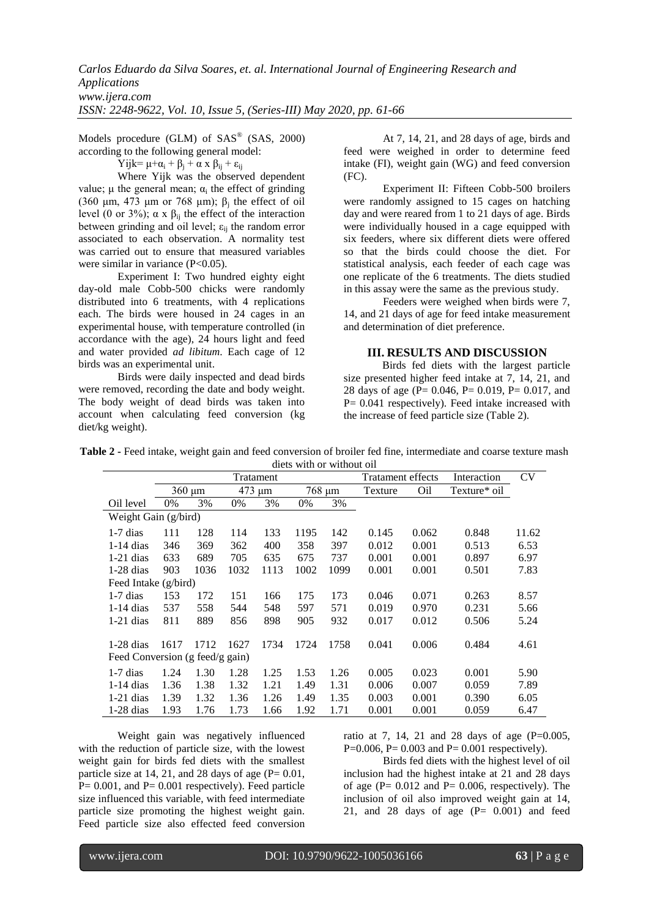Models procedure (GLM) of SAS® (SAS, 2000) according to the following general model:

$$Yijk= \mu+\alpha_i + \beta_j + \alpha \times \beta_{ij} + \varepsilon_{ij}$$

Where Yijk was the observed dependent value; μ the general mean; $\alpha_i$ the effect of grinding (360 µm, 473 µm or 768 µm); $\beta_j$ the effect of oil level (0 or 3%); $\alpha \times \beta_{ij}$ the effect of the interaction between grinding and oil level; $\varepsilon_{ij}$ the random error associated to each observation. A normality test was carried out to ensure that measured variables were similar in variance (P<0.05).

Experiment I: Two hundred eighty eight day-old male Cobb-500 chicks were randomly distributed into 6 treatments, with 4 replications each. The birds were housed in 24 cages in an experimental house, with temperature controlled (in accordance with the age), 24 hours light and feed and water provided *ad libitum*. Each cage of 12 birds was an experimental unit.

Birds were daily inspected and dead birds were removed, recording the date and body weight. The body weight of dead birds was taken into account when calculating feed conversion (kg diet/kg weight).

At 7, 14, 21, and 28 days of age, birds and feed were weighed in order to determine feed intake (FI), weight gain (WG) and feed conversion (FC).

Experiment II: Fifteen Cobb-500 broilers were randomly assigned to 15 cages on hatching day and were reared from 1 to 21 days of age. Birds were individually housed in a cage equipped with six feeders, where six different diets were offered so that the birds could choose the diet. For statistical analysis, each feeder of each cage was one replicate of the 6 treatments. The diets studied in this assay were the same as the previous study.

Feeders were weighed when birds were 7, 14, and 21 days of age for feed intake measurement and determination of diet preference.

## III. RESULTS AND DISCUSSION

Birds fed diets with the largest particle size presented higher feed intake at 7, 14, 21, and 28 days of age (P= 0.046, P= 0.019, P= 0.017, and P= 0.041 respectively). Feed intake increased with the increase of feed particle size (Table 2).

**Table 2 -** Feed intake, weight gain and feed conversion of broiler fed fine, intermediate and coarse texture mash diets with or without oil

| | Tratament | | | | | | Tratament effects | | Interaction | CV |
|---|---|---|---|---|---|---|---|---|---|---|
| | 360 µm | | 473 µm | | 768 µm | | Texture | Oil | Texture* oil | |
| Oil level | 0% | 3% | 0% | 3% | 0% | 3% | | | | |
| Weight Gain (g/bird) | | | | | | | | | | |
| 1-7 dias | 111 | 128 | 114 | 133 | 1195 | 142 | 0.145 | 0.062 | 0.848 | 11.62 |
| 1-14 dias | 346 | 369 | 362 | 400 | 358 | 397 | 0.012 | 0.001 | 0.513 | 6.53 |
| 1-21 dias | 633 | 689 | 705 | 635 | 675 | 737 | 0.001 | 0.001 | 0.897 | 6.97 |
| 1-28 dias | 903 | 1036 | 1032 | 1113 | 1002 | 1099 | 0.001 | 0.001 | 0.501 | 7.83 |
| Feed Intake (g/bird) | | | | | | | | | | |
| 1-7 dias | 153 | 172 | 151 | 166 | 175 | 173 | 0.046 | 0.071 | 0.263 | 8.57 |
| 1-14 dias | 537 | 558 | 544 | 548 | 597 | 571 | 0.019 | 0.970 | 0.231 | 5.66 |
| 1-21 dias | 811 | 889 | 856 | 898 | 905 | 932 | 0.017 | 0.012 | 0.506 | 5.24 |
| 1-28 dias | 1617 | 1712 | 1627 | 1734 | 1724 | 1758 | 0.041 | 0.006 | 0.484 | 4.61 |
| Feed Conversion (g feed/g gain) | | | | | | | | | | |
| 1-7 dias | 1.24 | 1.30 | 1.28 | 1.25 | 1.53 | 1.26 | 0.005 | 0.023 | 0.001 | 5.90 |
| 1-14 dias | 1.36 | 1.38 | 1.32 | 1.21 | 1.49 | 1.31 | 0.006 | 0.007 | 0.059 | 7.89 |
| 1-21 dias | 1.39 | 1.32 | 1.36 | 1.26 | 1.49 | 1.35 | 0.003 | 0.001 | 0.390 | 6.05 |
| 1-28 dias | 1.93 | 1.76 | 1.73 | 1.66 | 1.92 | 1.71 | 0.001 | 0.001 | 0.059 | 6.47 |

Weight gain was negatively influenced with the reduction of particle size, with the lowest weight gain for birds fed diets with the smallest particle size at 14, 21, and 28 days of age (P= 0.01, P= 0.001, and P= 0.001 respectively). Feed particle size influenced this variable, with feed intermediate particle size promoting the highest weight gain. Feed particle size also effected feed conversion ratio at 7, 14, 21 and 28 days of age (P=0.005, P=0.006, P= 0.003 and P= 0.001 respectively).

Birds fed diets with the highest level of oil inclusion had the highest intake at 21 and 28 days of age (P= 0.012 and P= 0.006, respectively). The inclusion of oil also improved weight gain at 14, 21, and 28 days of age (P= 0.001) and feed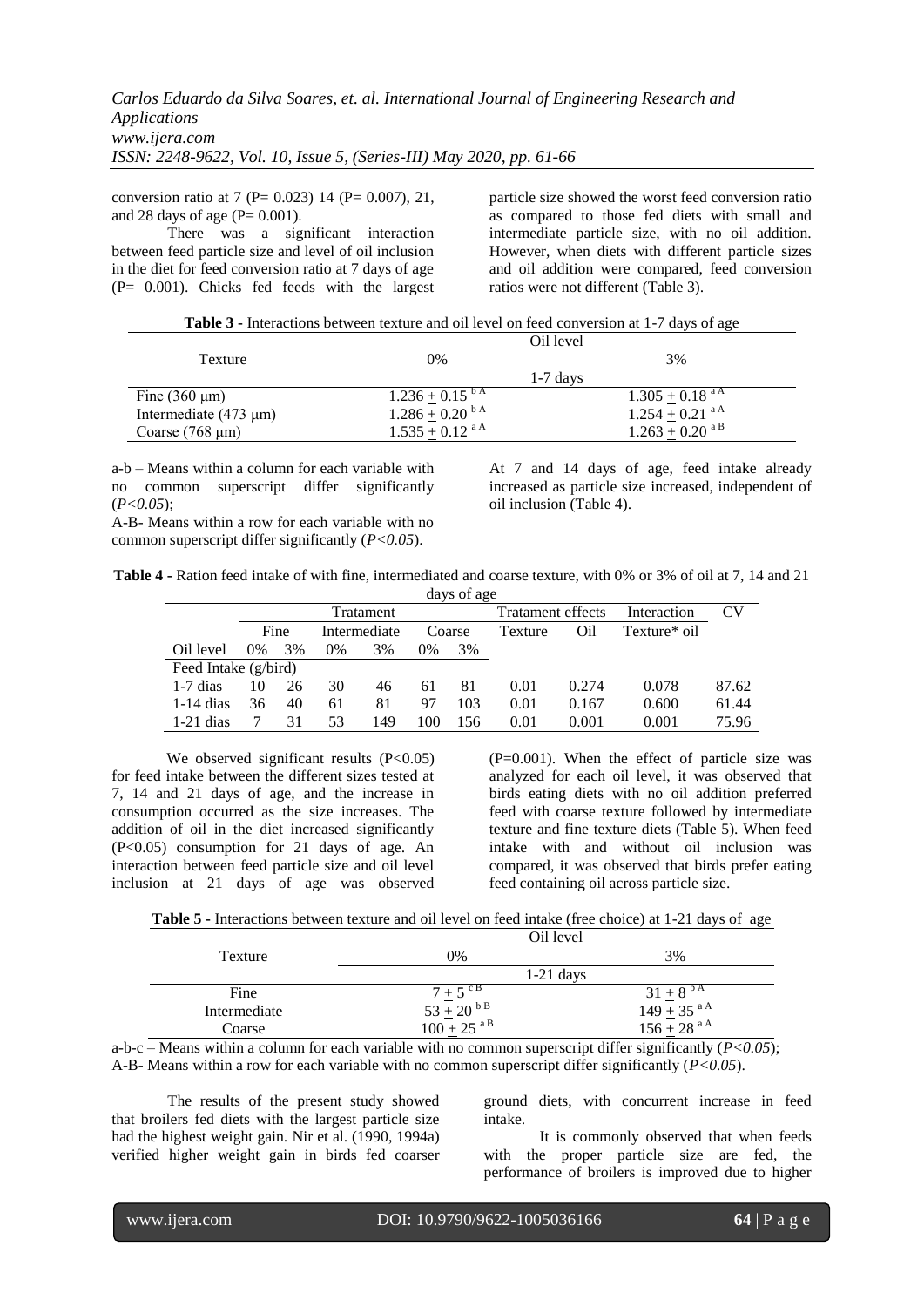conversion ratio at 7 (P= 0.023) 14 (P= 0.007), 21, and 28 days of age (P= 0.001).

There was a significant interaction between feed particle size and level of oil inclusion in the diet for feed conversion ratio at 7 days of age (P= 0.001). Chicks fed feeds with the largest particle size showed the worst feed conversion ratio as compared to those fed diets with small and intermediate particle size, with no oil addition. However, when diets with different particle sizes and oil addition were compared, feed conversion ratios were not different (Table 3).

**Table 3** - Interactions between texture and oil level on feed conversion at 1-7 days of age

| Texture | Oil level | |
|---|---|---|
| | 0% | 3% |
| | 1-7 days | |
| Fine (360 μm) | 1.236 ± 0.15 $^{b A}$ | 1.305 ± 0.18 $^{a A}$ |
| Intermediate (473 μm) | 1.286 ± 0.20 $^{b A}$ | 1.254 ± 0.21 $^{a A}$ |
| Coarse (768 μm) | 1.535 ± 0.12 $^{a A}$ | 1.263 ± 0.20 $^{a B}$ |

a-b – Means within a column for each variable with no common superscript differ significantly (*P<0.05*);
A-B- Means within a row for each variable with no common superscript differ significantly (*P<0.05*).

At 7 and 14 days of age, feed intake already increased as particle size increased, independent of oil inclusion (Table 4).

**Table 4** - Ration feed intake of with fine, intermediated and coarse texture, with 0% or 3% of oil at 7, 14 and 21 days of age

| | Tratament | | | | | | Tratament effects | | Interaction | CV |
|---|---|---|---|---|---|---|---|---|---|---|
| | Fine | | Intermediate | | Coarse | | Texture | Oil | Texture* oil | |
| Oil level | 0% | 3% | 0% | 3% | 0% | 3% | | | | |
| Feed Intake (g/bird) | | | | | | | | | | |
| 1-7 dias | 10 | 26 | 30 | 46 | 61 | 81 | 0.01 | 0.274 | 0.078 | 87.62 |
| 1-14 dias | 36 | 40 | 61 | 81 | 97 | 103 | 0.01 | 0.167 | 0.600 | 61.44 |
| 1-21 dias | 7 | 31 | 53 | 149 | 100 | 156 | 0.01 | 0.001 | 0.001 | 75.96 |

We observed significant results (P<0.05) for feed intake between the different sizes tested at 7, 14 and 21 days of age, and the increase in consumption occurred as the size increases. The addition of oil in the diet increased significantly (P<0.05) consumption for 21 days of age. An interaction between feed particle size and oil level inclusion at 21 days of age was observed (P=0.001). When the effect of particle size was analyzed for each oil level, it was observed that birds eating diets with no oil addition preferred feed with coarse texture followed by intermediate texture and fine texture diets (Table 5). When feed intake with and without oil inclusion was compared, it was observed that birds prefer eating feed containing oil across particle size.

**Table 5** - Interactions between texture and oil level on feed intake (free choice) at 1-21 days of age

| Texture | Oil level | |
|---|---|---|
| | 0% | 3% |
| | 1-21 days | |
| Fine | 7 ± 5 $^{c B}$ | 31 ± 8 $^{b A}$ |
| Intermediate | 53 ± 20 $^{b B}$ | 149 ± 35 $^{a A}$ |
| Coarse | 100 ± 25 $^{a B}$ | 156 ± 28 $^{a A}$ |

a-b-c – Means within a column for each variable with no common superscript differ significantly (*P<0.05*);
A-B- Means within a row for each variable with no common superscript differ significantly (*P<0.05*).

The results of the present study showed that broilers fed diets with the largest particle size had the highest weight gain. Nir et al. (1990, 1994a) verified higher weight gain in birds fed coarser ground diets, with concurrent increase in feed intake.

It is commonly observed that when feeds with the proper particle size are fed, the performance of broilers is improved due to higher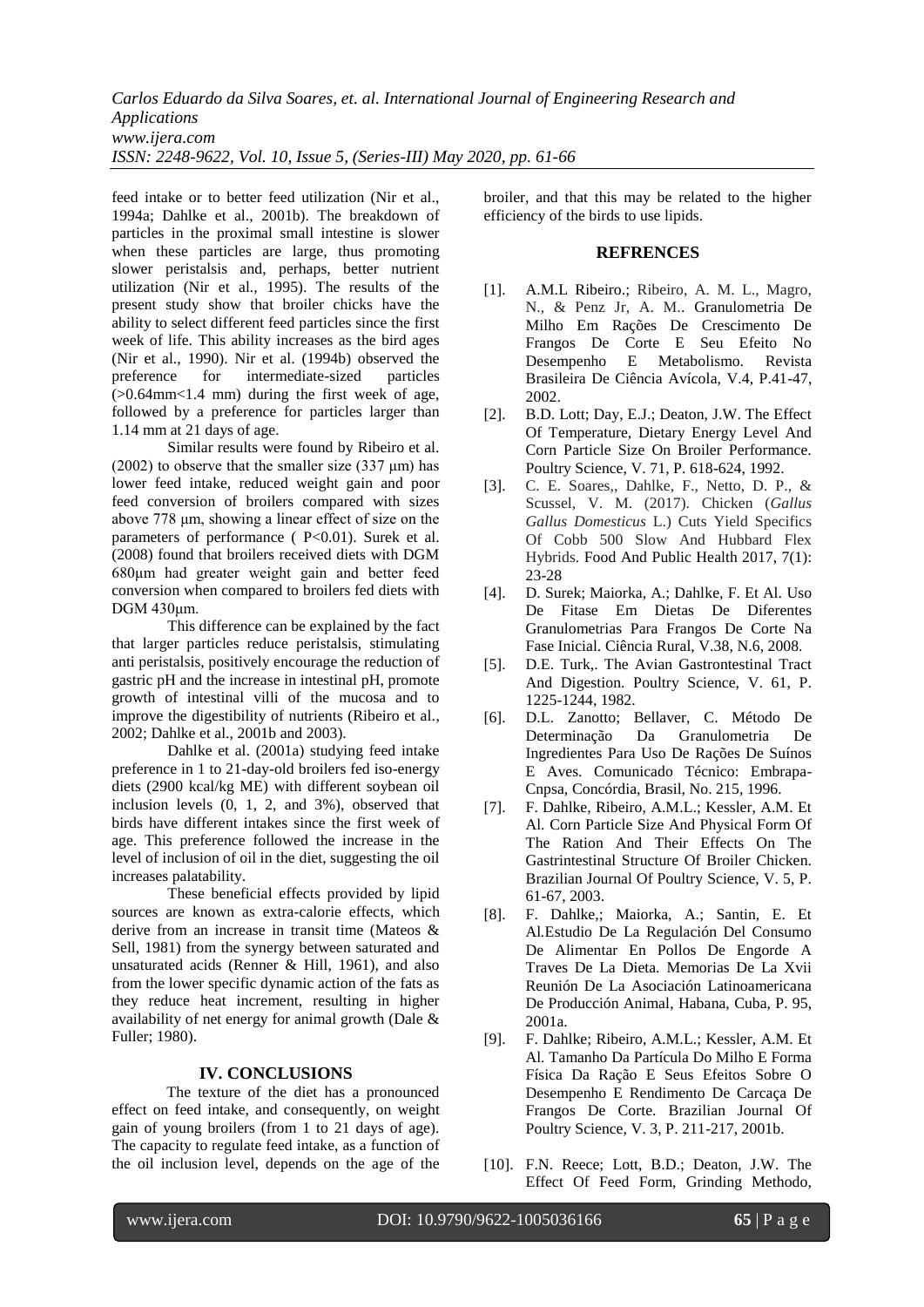feed intake or to better feed utilization (Nir et al., 1994a; Dahlke et al., 2001b). The breakdown of particles in the proximal small intestine is slower when these particles are large, thus promoting slower peristalsis and, perhaps, better nutrient utilization (Nir et al., 1995). The results of the present study show that broiler chicks have the ability to select different feed particles since the first week of life. This ability increases as the bird ages (Nir et al., 1990). Nir et al. (1994b) observed the preference for intermediate-sized particles (>0.64mm<1.4 mm) during the first week of age, followed by a preference for particles larger than 1.14 mm at 21 days of age.

Similar results were found by Ribeiro et al. (2002) to observe that the smaller size (337 µm) has lower feed intake, reduced weight gain and poor feed conversion of broilers compared with sizes above 778 µm, showing a linear effect of size on the parameters of performance ( P<0.01). Surek et al. (2008) found that broilers received diets with DGM 680µm had greater weight gain and better feed conversion when compared to broilers fed diets with DGM 430µm.

This difference can be explained by the fact that larger particles reduce peristalsis, stimulating anti peristalsis, positively encourage the reduction of gastric pH and the increase in intestinal pH, promote growth of intestinal villi of the mucosa and to improve the digestibility of nutrients (Ribeiro et al., 2002; Dahlke et al., 2001b and 2003).

Dahlke et al. (2001a) studying feed intake preference in 1 to 21-day-old broilers fed iso-energy diets (2900 kcal/kg ME) with different soybean oil inclusion levels (0, 1, 2, and 3%), observed that birds have different intakes since the first week of age. This preference followed the increase in the level of inclusion of oil in the diet, suggesting the oil increases palatability.

These beneficial effects provided by lipid sources are known as extra-calorie effects, which derive from an increase in transit time (Mateos & Sell, 1981) from the synergy between saturated and unsaturated acids (Renner & Hill, 1961), and also from the lower specific dynamic action of the fats as they reduce heat increment, resulting in higher availability of net energy for animal growth (Dale & Fuller; 1980).

## IV. CONCLUSIONS

The texture of the diet has a pronounced effect on feed intake, and consequently, on weight gain of young broilers (from 1 to 21 days of age). The capacity to regulate feed intake, as a function of the oil inclusion level, depends on the age of the broiler, and that this may be related to the higher efficiency of the birds to use lipids.

## REFRENCES

[1]. A.M.L Ribeiro.; Ribeiro, A. M. L., Magro, N., & Penz Jr, A. M.. Granulometria De Milho Em Rações De Crescimento De Frangos De Corte E Seu Efeito No Desempenho E Metabolismo. Revista Brasileira De Ciência Avícola, V.4, P.41-47, 2002.

[2]. B.D. Lott; Day, E.J.; Deaton, J.W. The Effect Of Temperature, Dietary Energy Level And Corn Particle Size On Broiler Performance. Poultry Science, V. 71, P. 618-624, 1992.

[3]. C. E. Soares,, Dahlke, F., Netto, D. P., & Scussel, V. M. (2017). Chicken (*Gallus Gallus Domesticus* L.) Cuts Yield Specifics Of Cobb 500 Slow And Hubbard Flex Hybrids. Food And Public Health 2017, 7(1): 23-28

[4]. D. Surek; Maiorka, A.; Dahlke, F. Et Al. Uso De Fitase Em Dietas De Diferentes Granulometrias Para Frangos De Corte Na Fase Inicial. Ciência Rural, V.38, N.6, 2008.

[5]. D.E. Turk,. The Avian Gastrontestinal Tract And Digestion. Poultry Science, V. 61, P. 1225-1244, 1982.

[6]. D.L. Zanotto; Bellaver, C. Método De Determinação Da Granulometria De Ingredientes Para Uso De Rações De Suínos E Aves. Comunicado Técnico: Embrapa-Cnpsa, Concórdia, Brasil, No. 215, 1996.

[7]. F. Dahlke, Ribeiro, A.M.L.; Kessler, A.M. Et Al. Corn Particle Size And Physical Form Of The Ration And Their Effects On The Gastrintestinal Structure Of Broiler Chicken. Brazilian Journal Of Poultry Science, V. 5, P. 61-67, 2003.

[8]. F. Dahlke,; Maiorka, A.; Santin, E. Et Al.Estudio De La Regulación Del Consumo De Alimentar En Pollos De Engorde A Traves De La Dieta. Memorias De La Xvii Reunión De La Asociación Latinoamericana De Producción Animal, Habana, Cuba, P. 95, 2001a.

[9]. F. Dahlke; Ribeiro, A.M.L.; Kessler, A.M. Et Al. Tamanho Da Partícula Do Milho E Forma Física Da Ração E Seus Efeitos Sobre O Desempenho E Rendimento De Carcaça De Frangos De Corte. Brazilian Journal Of Poultry Science, V. 3, P. 211-217, 2001b.

[10]. F.N. Reece; Lott, B.D.; Deaton, J.W. The Effect Of Feed Form, Grinding Methodo,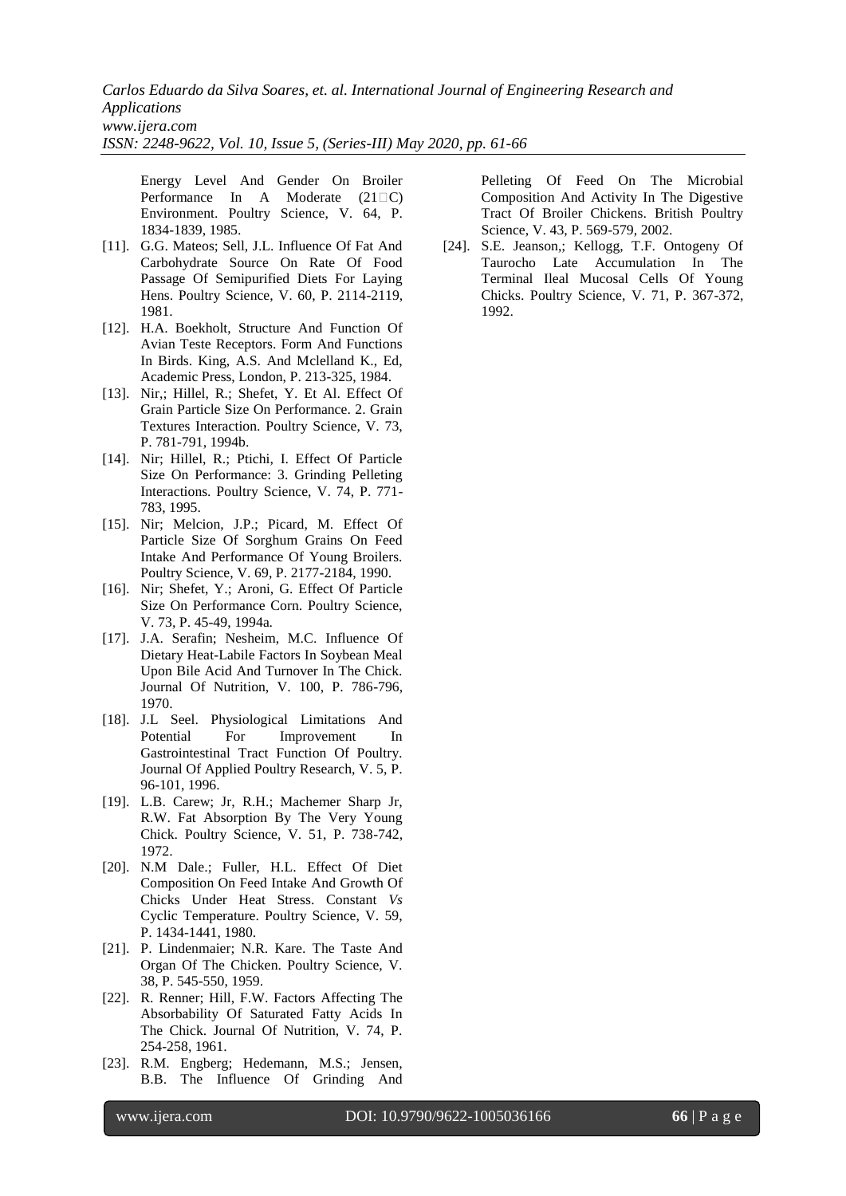Energy Level And Gender On Broiler Performance In A Moderate (21□C) Environment. Poultry Science, V. 64, P. 1834-1839, 1985.

[11]. G.G. Mateos; Sell, J.L. Influence Of Fat And Carbohydrate Source On Rate Of Food Passage Of Semipurified Diets For Laying Hens. Poultry Science, V. 60, P. 2114-2119, 1981.

[12]. H.A. Boekholt, Structure And Function Of Avian Teste Receptors. Form And Functions In Birds. King, A.S. And Mclelland K., Ed, Academic Press, London, P. 213-325, 1984.

[13]. Nir,; Hillel, R.; Shefet, Y. Et Al. Effect Of Grain Particle Size On Performance. 2. Grain Textures Interaction. Poultry Science, V. 73, P. 781-791, 1994b.

[14]. Nir; Hillel, R.; Ptichi, I. Effect Of Particle Size On Performance: 3. Grinding Pelleting Interactions. Poultry Science, V. 74, P. 771-783, 1995.

[15]. Nir; Melcion, J.P.; Picard, M. Effect Of Particle Size Of Sorghum Grains On Feed Intake And Performance Of Young Broilers. Poultry Science, V. 69, P. 2177-2184, 1990.

[16]. Nir; Shefet, Y.; Aroni, G. Effect Of Particle Size On Performance Corn. Poultry Science, V. 73, P. 45-49, 1994a.

[17]. J.A. Serafin; Nesheim, M.C. Influence Of Dietary Heat-Labile Factors In Soybean Meal Upon Bile Acid And Turnover In The Chick. Journal Of Nutrition, V. 100, P. 786-796, 1970.

[18]. J.L Seel. Physiological Limitations And Potential For Improvement In Gastrointestinal Tract Function Of Poultry. Journal Of Applied Poultry Research, V. 5, P. 96-101, 1996.

[19]. L.B. Carew; Jr, R.H.; Machemer Sharp Jr, R.W. Fat Absorption By The Very Young Chick. Poultry Science, V. 51, P. 738-742, 1972.

[20]. N.M Dale.; Fuller, H.L. Effect Of Diet Composition On Feed Intake And Growth Of Chicks Under Heat Stress. Constant *Vs* Cyclic Temperature. Poultry Science, V. 59, P. 1434-1441, 1980.

[21]. P. Lindenmaier; N.R. Kare. The Taste And Organ Of The Chicken. Poultry Science, V. 38, P. 545-550, 1959.

[22]. R. Renner; Hill, F.W. Factors Affecting The Absorbability Of Saturated Fatty Acids In The Chick. Journal Of Nutrition, V. 74, P. 254-258, 1961.

[23]. R.M. Engberg; Hedemann, M.S.; Jensen, B.B. The Influence Of Grinding And Pelleting Of Feed On The Microbial Composition And Activity In The Digestive Tract Of Broiler Chickens. British Poultry Science, V. 43, P. 569-579, 2002.

[24]. S.E. Jeanson,; Kellogg, T.F. Ontogeny Of Taurocho Late Accumulation In The Terminal Ileal Mucosal Cells Of Young Chicks. Poultry Science, V. 71, P. 367-372, 1992.